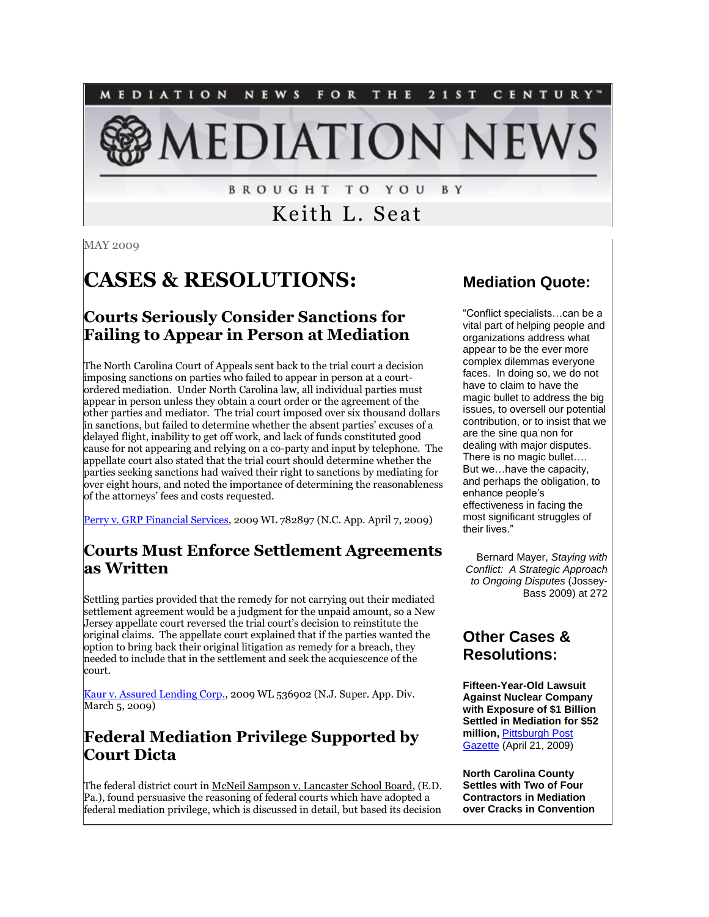MEDIATION NEWS FOR THE 21ST CENTURY™

# MEDIATION NEWS

BROUGHT TO YOU BY

Keith L. Seat

MAY 2009

# CASES & RESOLUTIONS:

## Courts Seriously Consider Sanctions for Failing to Appear in Person at Mediation

The North Carolina Court of Appeals sent back to the trial court a decision imposing sanctions on parties who failed to appear in person at a court-ordered mediation. Under North Carolina law, all individual parties must appear in person unless they obtain a court order or the agreement of the other parties and mediator. The trial court imposed over six thousand dollars in sanctions, but failed to determine whether the absent parties' excuses of a delayed flight, inability to get off work, and lack of funds constituted good cause for not appearing and relying on a co-party and input by telephone. The appellate court also stated that the trial court should determine whether the parties seeking sanctions had waived their right to sanctions by mediating for over eight hours, and noted the importance of determining the reasonableness of the attorneys' fees and costs requested.

Perry v. GRP Financial Services, 2009 WL 782897 (N.C. App. April 7, 2009)

## Courts Must Enforce Settlement Agreements as Written

Settling parties provided that the remedy for not carrying out their mediated settlement agreement would be a judgment for the unpaid amount, so a New Jersey appellate court reversed the trial court's decision to reinstitute the original claims. The appellate court explained that if the parties wanted the option to bring back their original litigation as remedy for a breach, they needed to include that in the settlement and seek the acquiescence of the court.

Kaur v. Assured Lending Corp., 2009 WL 536902 (N.J. Super. App. Div. March 5, 2009)

## Federal Mediation Privilege Supported by Court Dicta

The federal district court in McNeil Sampson v. Lancaster School Board, (E.D. Pa.), found persuasive the reasoning of federal courts which have adopted a federal mediation privilege, which is discussed in detail, but based its decision

## Mediation Quote:

"Conflict specialists…can be a vital part of helping people and organizations address what appear to be the ever more complex dilemmas everyone faces. In doing so, we do not have to claim to have the magic bullet to address the big issues, to oversell our potential contribution, or to insist that we are the sine qua non for dealing with major disputes. There is no magic bullet…. But we…have the capacity, and perhaps the obligation, to enhance people's effectiveness in facing the most significant struggles of their lives."

Bernard Mayer, *Staying with Conflict: A Strategic Approach to Ongoing Disputes* (Jossey-Bass 2009) at 272

## Other Cases & Resolutions:

**Fifteen-Year-Old Lawsuit Against Nuclear Company with Exposure of $1 Billion Settled in Mediation for $52 million,** Pittsburgh Post Gazette (April 21, 2009)

**North Carolina County Settles with Two of Four Contractors in Mediation over Cracks in Convention**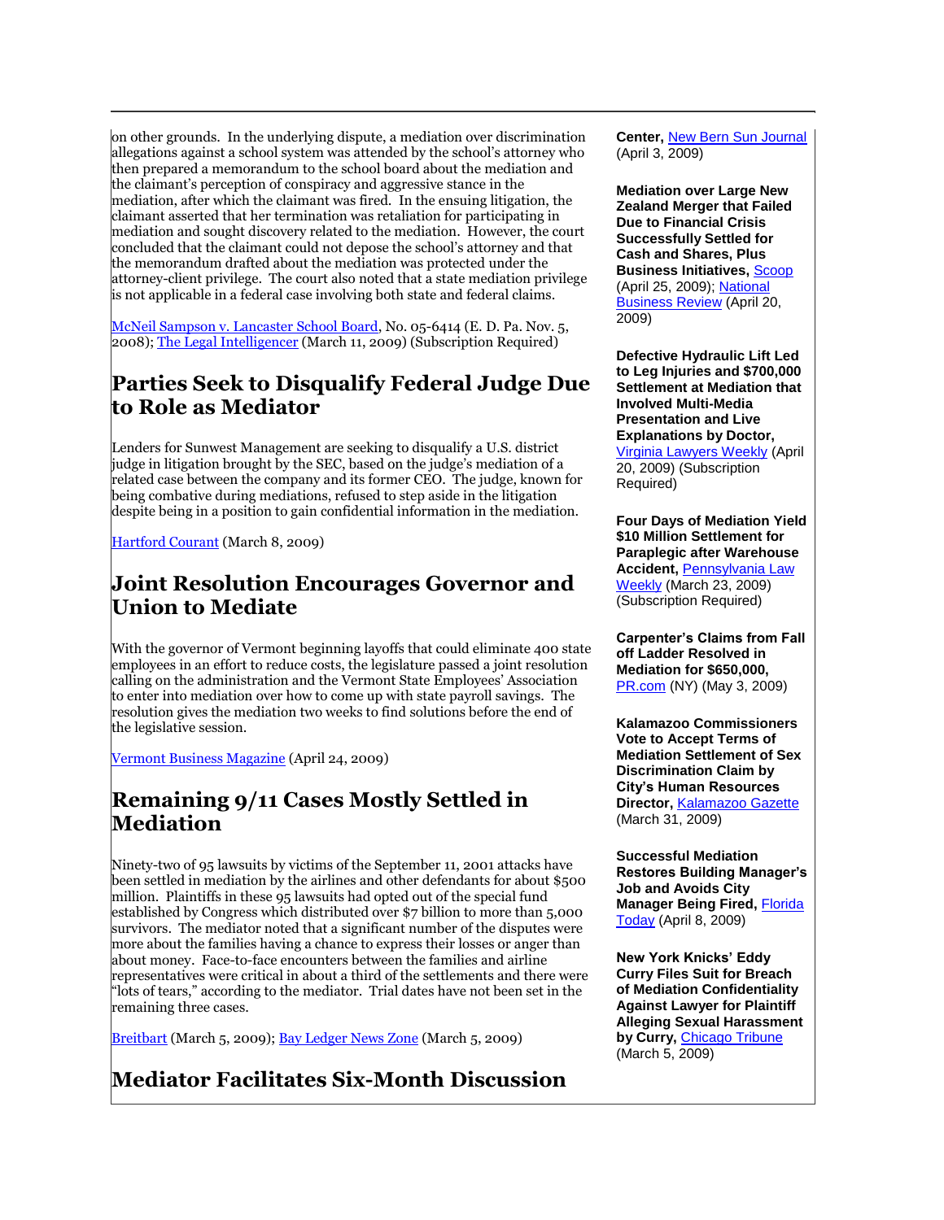on other grounds. In the underlying dispute, a mediation over discrimination allegations against a school system was attended by the school's attorney who then prepared a memorandum to the school board about the mediation and the claimant's perception of conspiracy and aggressive stance in the mediation, after which the claimant was fired. In the ensuing litigation, the claimant asserted that her termination was retaliation for participating in mediation and sought discovery related to the mediation. However, the court concluded that the claimant could not depose the school's attorney and that the memorandum drafted about the mediation was protected under the attorney-client privilege. The court also noted that a state mediation privilege is not applicable in a federal case involving both state and federal claims.

McNeil Sampson v. Lancaster School Board, No. 05-6414 (E. D. Pa. Nov. 5, 2008); The Legal Intelligencer (March 11, 2009) (Subscription Required)

## Parties Seek to Disqualify Federal Judge Due to Role as Mediator

Lenders for Sunwest Management are seeking to disqualify a U.S. district judge in litigation brought by the SEC, based on the judge's mediation of a related case between the company and its former CEO. The judge, known for being combative during mediations, refused to step aside in the litigation despite being in a position to gain confidential information in the mediation.

Hartford Courant (March 8, 2009)

## Joint Resolution Encourages Governor and Union to Mediate

With the governor of Vermont beginning layoffs that could eliminate 400 state employees in an effort to reduce costs, the legislature passed a joint resolution calling on the administration and the Vermont State Employees' Association to enter into mediation over how to come up with state payroll savings. The resolution gives the mediation two weeks to find solutions before the end of the legislative session.

Vermont Business Magazine (April 24, 2009)

## Remaining 9/11 Cases Mostly Settled in Mediation

Ninety-two of 95 lawsuits by victims of the September 11, 2001 attacks have been settled in mediation by the airlines and other defendants for about $500 million. Plaintiffs in these 95 lawsuits had opted out of the special fund established by Congress which distributed over $7 billion to more than 5,000 survivors. The mediator noted that a significant number of the disputes were more about the families having a chance to express their losses or anger than about money. Face-to-face encounters between the families and airline representatives were critical in about a third of the settlements and there were "lots of tears," according to the mediator. Trial dates have not been set in the remaining three cases.

Breitbart (March 5, 2009); Bay Ledger News Zone (March 5, 2009)

## Mediator Facilitates Six-Month Discussion

**Center,** New Bern Sun Journal (April 3, 2009)

**Mediation over Large New Zealand Merger that Failed Due to Financial Crisis Successfully Settled for Cash and Shares, Plus Business Initiatives,** Scoop (April 25, 2009); National Business Review (April 20, 2009)

**Defective Hydraulic Lift Led to Leg Injuries and $700,000 Settlement at Mediation that Involved Multi-Media Presentation and Live Explanations by Doctor,** Virginia Lawyers Weekly (April 20, 2009) (Subscription Required)

**Four Days of Mediation Yield $10 Million Settlement for Paraplegic after Warehouse Accident,** Pennsylvania Law Weekly (March 23, 2009) (Subscription Required)

**Carpenter's Claims from Fall off Ladder Resolved in Mediation for $650,000,** PR.com (NY) (May 3, 2009)

**Kalamazoo Commissioners Vote to Accept Terms of Mediation Settlement of Sex Discrimination Claim by City's Human Resources Director,** Kalamazoo Gazette (March 31, 2009)

**Successful Mediation Restores Building Manager's Job and Avoids City Manager Being Fired,** Florida Today (April 8, 2009)

**New York Knicks' Eddy Curry Files Suit for Breach of Mediation Confidentiality Against Lawyer for Plaintiff Alleging Sexual Harassment by Curry,** Chicago Tribune (March 5, 2009)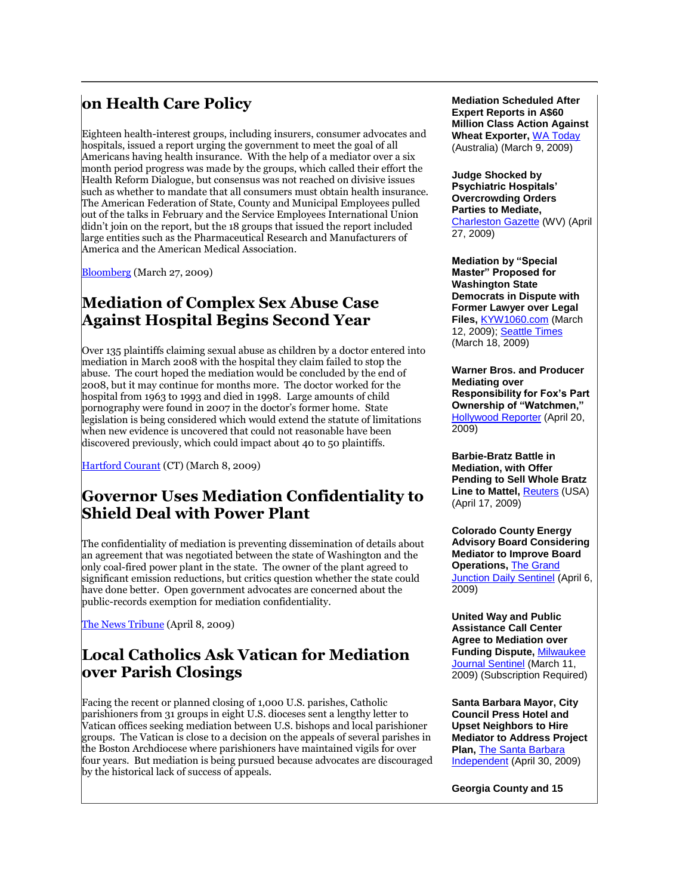## on Health Care Policy

Eighteen health-interest groups, including insurers, consumer advocates and hospitals, issued a report urging the government to meet the goal of all Americans having health insurance. With the help of a mediator over a six month period progress was made by the groups, which called their effort the Health Reform Dialogue, but consensus was not reached on divisive issues such as whether to mandate that all consumers must obtain health insurance. The American Federation of State, County and Municipal Employees pulled out of the talks in February and the Service Employees International Union didn't join on the report, but the 18 groups that issued the report included large entities such as the Pharmaceutical Research and Manufacturers of America and the American Medical Association.

Bloomberg (March 27, 2009)

## Mediation of Complex Sex Abuse Case Against Hospital Begins Second Year

Over 135 plaintiffs claiming sexual abuse as children by a doctor entered into mediation in March 2008 with the hospital they claim failed to stop the abuse. The court hoped the mediation would be concluded by the end of 2008, but it may continue for months more. The doctor worked for the hospital from 1963 to 1993 and died in 1998. Large amounts of child pornography were found in 2007 in the doctor's former home. State legislation is being considered which would extend the statute of limitations when new evidence is uncovered that could not reasonable have been discovered previously, which could impact about 40 to 50 plaintiffs.

Hartford Courant (CT) (March 8, 2009)

## Governor Uses Mediation Confidentiality to Shield Deal with Power Plant

The confidentiality of mediation is preventing dissemination of details about an agreement that was negotiated between the state of Washington and the only coal-fired power plant in the state. The owner of the plant agreed to significant emission reductions, but critics question whether the state could have done better. Open government advocates are concerned about the public-records exemption for mediation confidentiality.

The News Tribune (April 8, 2009)

## Local Catholics Ask Vatican for Mediation over Parish Closings

Facing the recent or planned closing of 1,000 U.S. parishes, Catholic parishioners from 31 groups in eight U.S. dioceses sent a lengthy letter to Vatican offices seeking mediation between U.S. bishops and local parishioner groups. The Vatican is close to a decision on the appeals of several parishes in the Boston Archdiocese where parishioners have maintained vigils for over four years. But mediation is being pursued because advocates are discouraged by the historical lack of success of appeals.

**Mediation Scheduled After Expert Reports in A$60 Million Class Action Against Wheat Exporter,** WA Today (Australia) (March 9, 2009)

**Judge Shocked by Psychiatric Hospitals' Overcrowding Orders Parties to Mediate,** Charleston Gazette (WV) (April 27, 2009)

**Mediation by "Special Master" Proposed for Washington State Democrats in Dispute with Former Lawyer over Legal Files,** KYW1060.com (March 12, 2009); Seattle Times (March 18, 2009)

**Warner Bros. and Producer Mediating over Responsibility for Fox's Part Ownership of "Watchmen,"** Hollywood Reporter (April 20, 2009)

**Barbie-Bratz Battle in Mediation, with Offer Pending to Sell Whole Bratz Line to Mattel,** Reuters (USA) (April 17, 2009)

**Colorado County Energy Advisory Board Considering Mediator to Improve Board Operations,** The Grand Junction Daily Sentinel (April 6, 2009)

**United Way and Public Assistance Call Center Agree to Mediation over Funding Dispute,** Milwaukee Journal Sentinel (March 11, 2009) (Subscription Required)

**Santa Barbara Mayor, City Council Press Hotel and Upset Neighbors to Hire Mediator to Address Project Plan,** The Santa Barbara Independent (April 30, 2009)

**Georgia County and 15**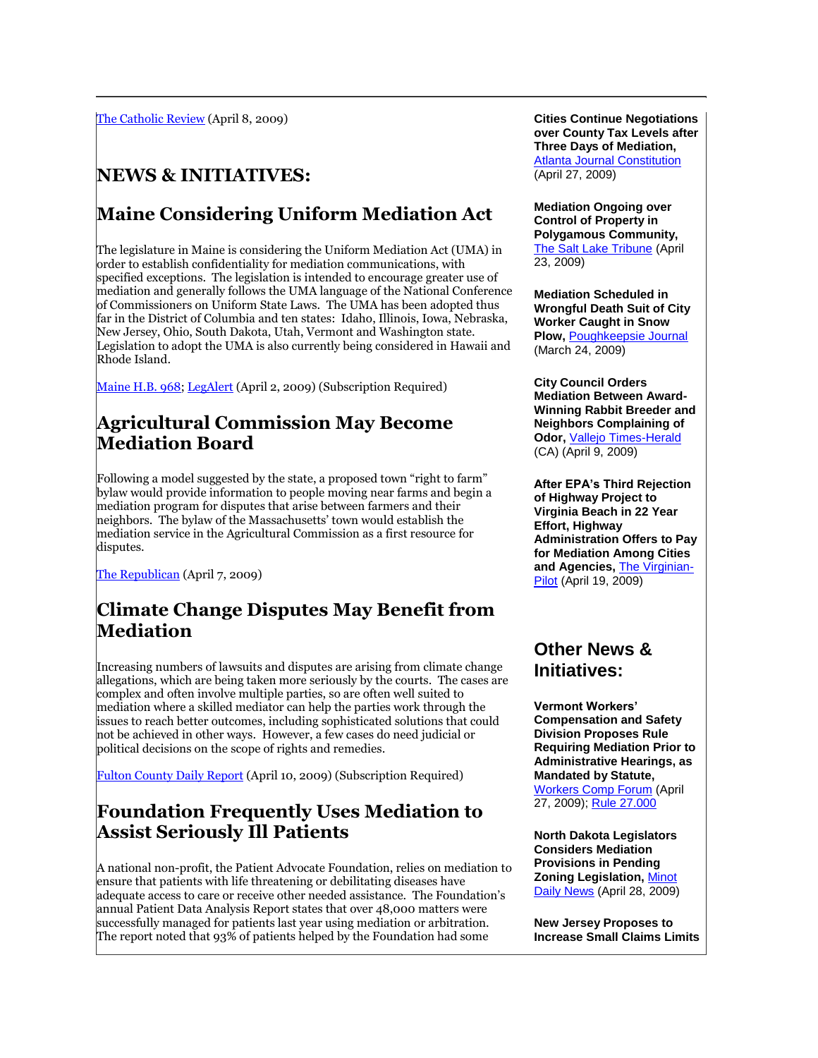The Catholic Review (April 8, 2009)

# NEWS & INITIATIVES:

## Maine Considering Uniform Mediation Act

The legislature in Maine is considering the Uniform Mediation Act (UMA) in order to establish confidentiality for mediation communications, with specified exceptions. The legislation is intended to encourage greater use of mediation and generally follows the UMA language of the National Conference of Commissioners on Uniform State Laws. The UMA has been adopted thus far in the District of Columbia and ten states: Idaho, Illinois, Iowa, Nebraska, New Jersey, Ohio, South Dakota, Utah, Vermont and Washington state. Legislation to adopt the UMA is also currently being considered in Hawaii and Rhode Island.

Maine H.B. 968; LegAlert (April 2, 2009) (Subscription Required)

## Agricultural Commission May Become Mediation Board

Following a model suggested by the state, a proposed town "right to farm" bylaw would provide information to people moving near farms and begin a mediation program for disputes that arise between farmers and their neighbors. The bylaw of the Massachusetts' town would establish the mediation service in the Agricultural Commission as a first resource for disputes.

The Republican (April 7, 2009)

## Climate Change Disputes May Benefit from Mediation

Increasing numbers of lawsuits and disputes are arising from climate change allegations, which are being taken more seriously by the courts. The cases are complex and often involve multiple parties, so are often well suited to mediation where a skilled mediator can help the parties work through the issues to reach better outcomes, including sophisticated solutions that could not be achieved in other ways. However, a few cases do need judicial or political decisions on the scope of rights and remedies.

Fulton County Daily Report (April 10, 2009) (Subscription Required)

## Foundation Frequently Uses Mediation to Assist Seriously Ill Patients

A national non-profit, the Patient Advocate Foundation, relies on mediation to ensure that patients with life threatening or debilitating diseases have adequate access to care or receive other needed assistance. The Foundation's annual Patient Data Analysis Report states that over 48,000 matters were successfully managed for patients last year using mediation or arbitration. The report noted that 93% of patients helped by the Foundation had some

**Cities Continue Negotiations over County Tax Levels after Three Days of Mediation,** Atlanta Journal Constitution (April 27, 2009)

**Mediation Ongoing over Control of Property in Polygamous Community,** The Salt Lake Tribune (April 23, 2009)

**Mediation Scheduled in Wrongful Death Suit of City Worker Caught in Snow Plow,** Poughkeepsie Journal (March 24, 2009)

**City Council Orders Mediation Between Award-Winning Rabbit Breeder and Neighbors Complaining of Odor,** Vallejo Times-Herald (CA) (April 9, 2009)

**After EPA's Third Rejection of Highway Project to Virginia Beach in 22 Year Effort, Highway Administration Offers to Pay for Mediation Among Cities and Agencies,** The Virginian-Pilot (April 19, 2009)

## Other News & Initiatives:

**Vermont Workers' Compensation and Safety Division Proposes Rule Requiring Mediation Prior to Administrative Hearings, as Mandated by Statute,** Workers Comp Forum (April 27, 2009); Rule 27.000

**North Dakota Legislators Considers Mediation Provisions in Pending Zoning Legislation,** Minot Daily News (April 28, 2009)

**New Jersey Proposes to Increase Small Claims Limits**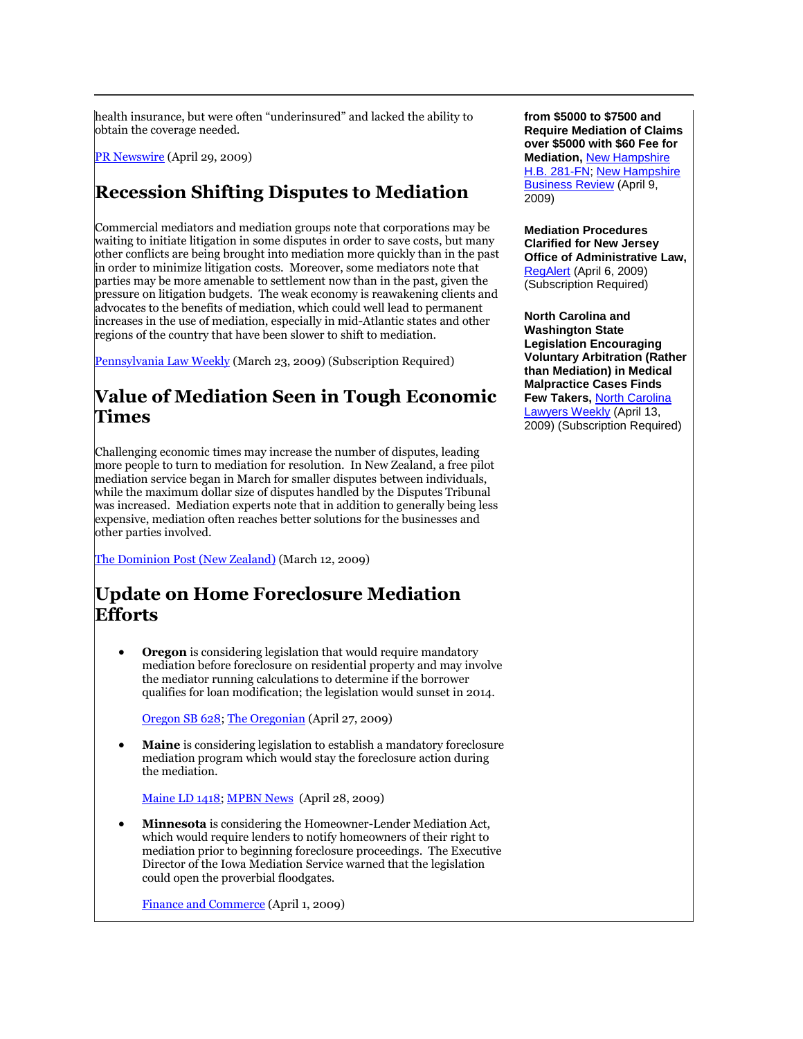health insurance, but were often "underinsured" and lacked the ability to obtain the coverage needed.

PR Newswire (April 29, 2009)

## Recession Shifting Disputes to Mediation

Commercial mediators and mediation groups note that corporations may be waiting to initiate litigation in some disputes in order to save costs, but many other conflicts are being brought into mediation more quickly than in the past in order to minimize litigation costs. Moreover, some mediators note that parties may be more amenable to settlement now than in the past, given the pressure on litigation budgets. The weak economy is reawakening clients and advocates to the benefits of mediation, which could well lead to permanent increases in the use of mediation, especially in mid-Atlantic states and other regions of the country that have been slower to shift to mediation.

Pennsylvania Law Weekly (March 23, 2009) (Subscription Required)

## Value of Mediation Seen in Tough Economic Times

Challenging economic times may increase the number of disputes, leading more people to turn to mediation for resolution. In New Zealand, a free pilot mediation service began in March for smaller disputes between individuals, while the maximum dollar size of disputes handled by the Disputes Tribunal was increased. Mediation experts note that in addition to generally being less expensive, mediation often reaches better solutions for the businesses and other parties involved.

The Dominion Post (New Zealand) (March 12, 2009)

## Update on Home Foreclosure Mediation Efforts

- **Oregon** is considering legislation that would require mandatory mediation before foreclosure on residential property and may involve the mediator running calculations to determine if the borrower qualifies for loan modification; the legislation would sunset in 2014.

  Oregon SB 628; The Oregonian (April 27, 2009)

- **Maine** is considering legislation to establish a mandatory foreclosure mediation program which would stay the foreclosure action during the mediation.

  Maine LD 1418; MPBN News (April 28, 2009)

- **Minnesota** is considering the Homeowner-Lender Mediation Act, which would require lenders to notify homeowners of their right to mediation prior to beginning foreclosure proceedings. The Executive Director of the Iowa Mediation Service warned that the legislation could open the proverbial floodgates.

  Finance and Commerce (April 1, 2009)

**from $5000 to $7500 and Require Mediation of Claims over $5000 with $60 Fee for Mediation,** New Hampshire H.B. 281-FN; New Hampshire Business Review (April 9, 2009)

**Mediation Procedures Clarified for New Jersey Office of Administrative Law,** RegAlert (April 6, 2009) (Subscription Required)

**North Carolina and Washington State Legislation Encouraging Voluntary Arbitration (Rather than Mediation) in Medical Malpractice Cases Finds Few Takers,** North Carolina Lawyers Weekly (April 13, 2009) (Subscription Required)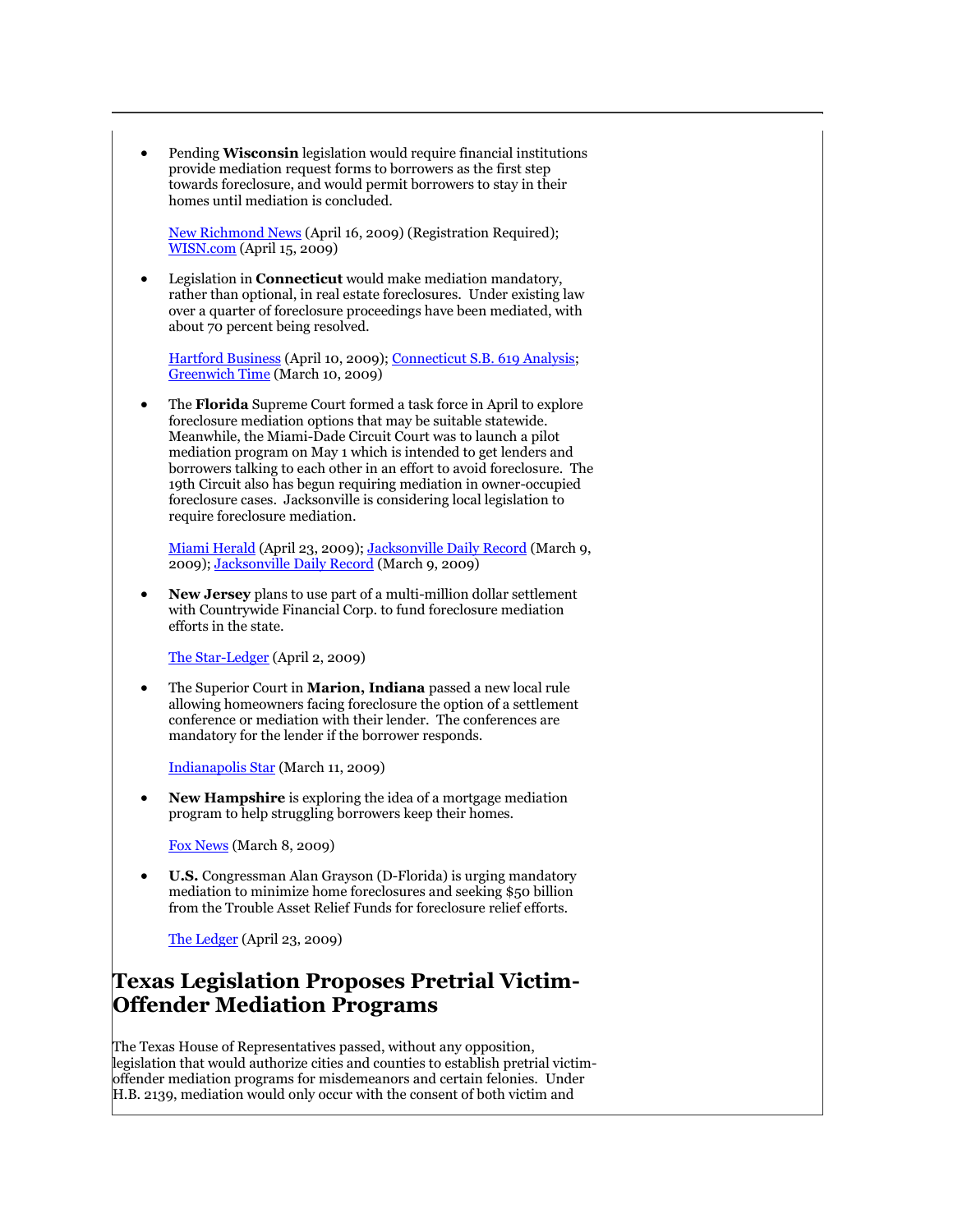- Pending **Wisconsin** legislation would require financial institutions provide mediation request forms to borrowers as the first step towards foreclosure, and would permit borrowers to stay in their homes until mediation is concluded.

  New Richmond News (April 16, 2009) (Registration Required); WISN.com (April 15, 2009)

- Legislation in **Connecticut** would make mediation mandatory, rather than optional, in real estate foreclosures. Under existing law over a quarter of foreclosure proceedings have been mediated, with about 70 percent being resolved.

  Hartford Business (April 10, 2009); Connecticut S.B. 619 Analysis; Greenwich Time (March 10, 2009)

- The **Florida** Supreme Court formed a task force in April to explore foreclosure mediation options that may be suitable statewide. Meanwhile, the Miami-Dade Circuit Court was to launch a pilot mediation program on May 1 which is intended to get lenders and borrowers talking to each other in an effort to avoid foreclosure. The 19th Circuit also has begun requiring mediation in owner-occupied foreclosure cases. Jacksonville is considering local legislation to require foreclosure mediation.

  Miami Herald (April 23, 2009); Jacksonville Daily Record (March 9, 2009); Jacksonville Daily Record (March 9, 2009)

- **New Jersey** plans to use part of a multi-million dollar settlement with Countrywide Financial Corp. to fund foreclosure mediation efforts in the state.

  The Star-Ledger (April 2, 2009)

- The Superior Court in **Marion, Indiana** passed a new local rule allowing homeowners facing foreclosure the option of a settlement conference or mediation with their lender. The conferences are mandatory for the lender if the borrower responds.

  Indianapolis Star (March 11, 2009)

- **New Hampshire** is exploring the idea of a mortgage mediation program to help struggling borrowers keep their homes.

  Fox News (March 8, 2009)

- **U.S.** Congressman Alan Grayson (D-Florida) is urging mandatory mediation to minimize home foreclosures and seeking $50 billion from the Trouble Asset Relief Funds for foreclosure relief efforts.

  The Ledger (April 23, 2009)

# Texas Legislation Proposes Pretrial Victim-Offender Mediation Programs

The Texas House of Representatives passed, without any opposition, legislation that would authorize cities and counties to establish pretrial victim-offender mediation programs for misdemeanors and certain felonies. Under H.B. 2139, mediation would only occur with the consent of both victim and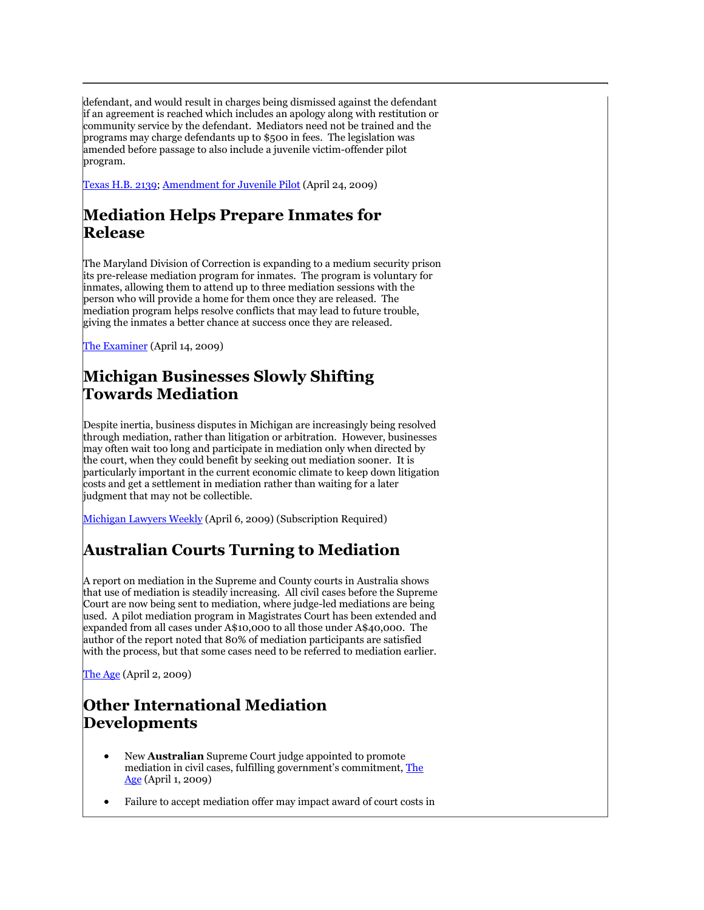defendant, and would result in charges being dismissed against the defendant if an agreement is reached which includes an apology along with restitution or community service by the defendant. Mediators need not be trained and the programs may charge defendants up to $500 in fees. The legislation was amended before passage to also include a juvenile victim-offender pilot program.

Texas H.B. 2139; Amendment for Juvenile Pilot (April 24, 2009)

## Mediation Helps Prepare Inmates for Release

The Maryland Division of Correction is expanding to a medium security prison its pre-release mediation program for inmates. The program is voluntary for inmates, allowing them to attend up to three mediation sessions with the person who will provide a home for them once they are released. The mediation program helps resolve conflicts that may lead to future trouble, giving the inmates a better chance at success once they are released.

The Examiner (April 14, 2009)

## Michigan Businesses Slowly Shifting Towards Mediation

Despite inertia, business disputes in Michigan are increasingly being resolved through mediation, rather than litigation or arbitration. However, businesses may often wait too long and participate in mediation only when directed by the court, when they could benefit by seeking out mediation sooner. It is particularly important in the current economic climate to keep down litigation costs and get a settlement in mediation rather than waiting for a later judgment that may not be collectible.

Michigan Lawyers Weekly (April 6, 2009) (Subscription Required)

## Australian Courts Turning to Mediation

A report on mediation in the Supreme and County courts in Australia shows that use of mediation is steadily increasing. All civil cases before the Supreme Court are now being sent to mediation, where judge-led mediations are being used. A pilot mediation program in Magistrates Court has been extended and expanded from all cases under A$10,000 to all those under A$40,000. The author of the report noted that 80% of mediation participants are satisfied with the process, but that some cases need to be referred to mediation earlier.

The Age (April 2, 2009)

## Other International Mediation Developments

- New **Australian** Supreme Court judge appointed to promote mediation in civil cases, fulfilling government's commitment, The Age (April 1, 2009)
- Failure to accept mediation offer may impact award of court costs in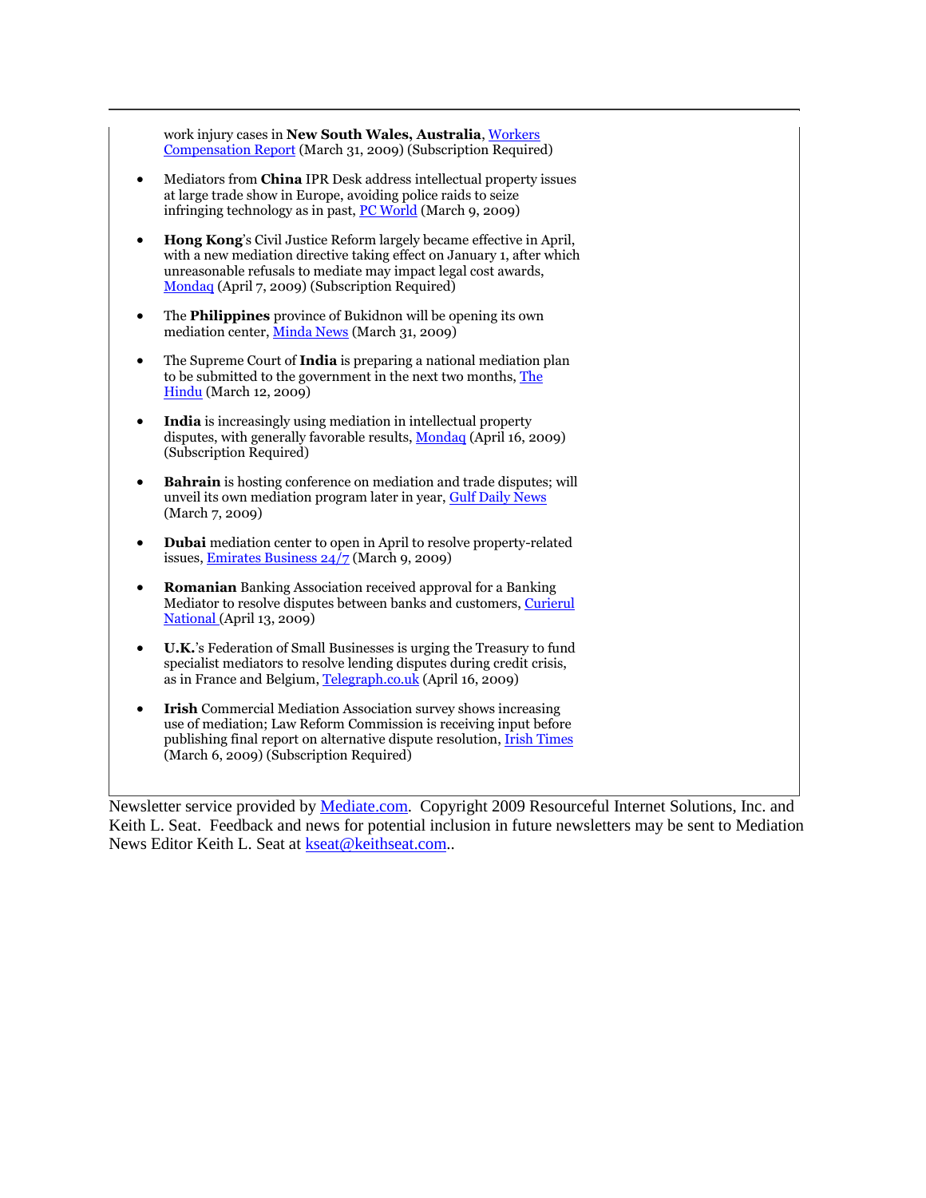work injury cases in **New South Wales, Australia**, Workers Compensation Report (March 31, 2009) (Subscription Required)

- Mediators from **China** IPR Desk address intellectual property issues at large trade show in Europe, avoiding police raids to seize infringing technology as in past, PC World (March 9, 2009)

- **Hong Kong**'s Civil Justice Reform largely became effective in April, with a new mediation directive taking effect on January 1, after which unreasonable refusals to mediate may impact legal cost awards, Mondaq (April 7, 2009) (Subscription Required)

- The **Philippines** province of Bukidnon will be opening its own mediation center, Minda News (March 31, 2009)

- The Supreme Court of **India** is preparing a national mediation plan to be submitted to the government in the next two months, The Hindu (March 12, 2009)

- **India** is increasingly using mediation in intellectual property disputes, with generally favorable results, Mondaq (April 16, 2009) (Subscription Required)

- **Bahrain** is hosting conference on mediation and trade disputes; will unveil its own mediation program later in year, Gulf Daily News (March 7, 2009)

- **Dubai** mediation center to open in April to resolve property-related issues, Emirates Business 24/7 (March 9, 2009)

- **Romanian** Banking Association received approval for a Banking Mediator to resolve disputes between banks and customers, Curierul National (April 13, 2009)

- **U.K.**'s Federation of Small Businesses is urging the Treasury to fund specialist mediators to resolve lending disputes during credit crisis, as in France and Belgium, Telegraph.co.uk (April 16, 2009)

- **Irish** Commercial Mediation Association survey shows increasing use of mediation; Law Reform Commission is receiving input before publishing final report on alternative dispute resolution, Irish Times (March 6, 2009) (Subscription Required)

Newsletter service provided by Mediate.com. Copyright 2009 Resourceful Internet Solutions, Inc. and Keith L. Seat. Feedback and news for potential inclusion in future newsletters may be sent to Mediation News Editor Keith L. Seat at kseat@keithseat.com..